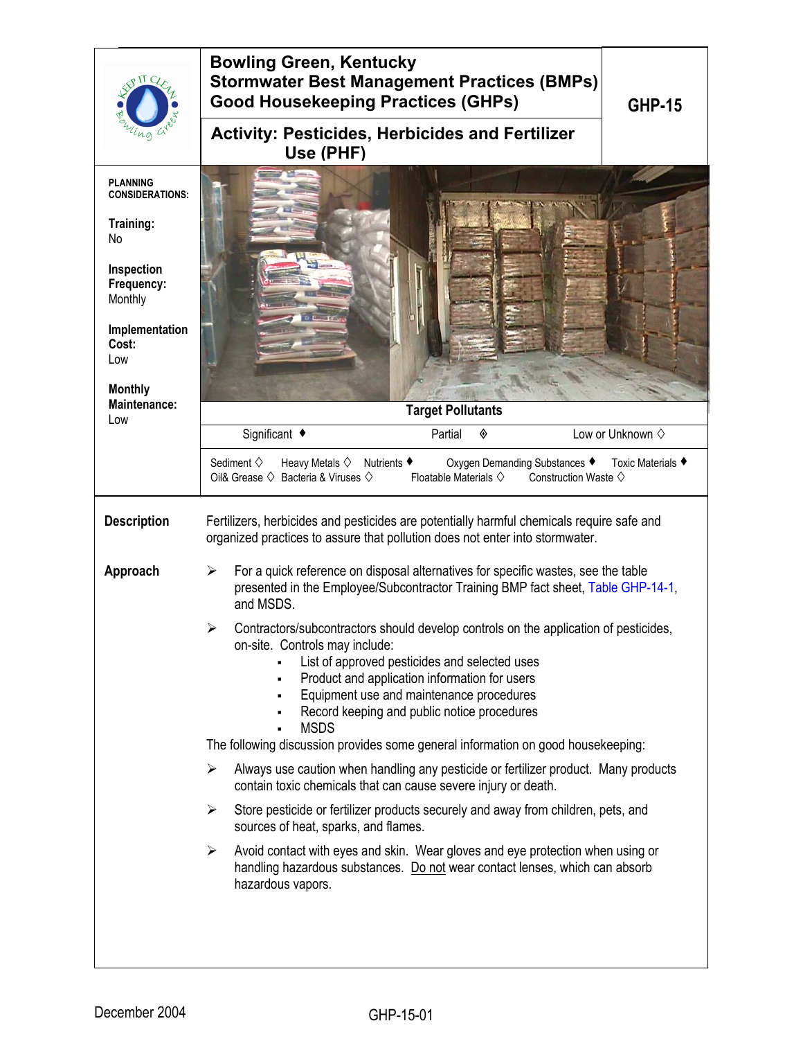# Bowling Green, Kentucky
# Stormwater Best Management Practices (BMPs)
# Good Housekeeping Practices (GHPs)

**GHP-15**

## Activity: Pesticides, Herbicides and Fertilizer Use (PHF)

**PLANNING CONSIDERATIONS:**

**Training:**
No

**Inspection Frequency:**
Monthly

**Implementation Cost:**
Low

**Monthly Maintenance:**
Low

**Target Pollutants**

| Significant ♦ | Partial ◈ | Low or Unknown ◊ |
|---|---|---|

Sediment ◊ Heavy Metals ◊ Nutrients ♦ Oxygen Demanding Substances ♦ Toxic Materials ♦
Oil& Grease ◊ Bacteria & Viruses ◊ Floatable Materials ◊ Construction Waste ◊

### Description

Fertilizers, herbicides and pesticides are potentially harmful chemicals require safe and organized practices to assure that pollution does not enter into stormwater.

### Approach

- For a quick reference on disposal alternatives for specific wastes, see the table presented in the Employee/Subcontractor Training BMP fact sheet, Table GHP-14-1, and MSDS.
- Contractors/subcontractors should develop controls on the application of pesticides, on-site. Controls may include:
  - List of approved pesticides and selected uses
  - Product and application information for users
  - Equipment use and maintenance procedures
  - Record keeping and public notice procedures
  - MSDS

The following discussion provides some general information on good housekeeping:

- Always use caution when handling any pesticide or fertilizer product. Many products contain toxic chemicals that can cause severe injury or death.
- Store pesticide or fertilizer products securely and away from children, pets, and sources of heat, sparks, and flames.
- Avoid contact with eyes and skin. Wear gloves and eye protection when using or handling hazardous substances. Do not wear contact lenses, which can absorb hazardous vapors.

December 2004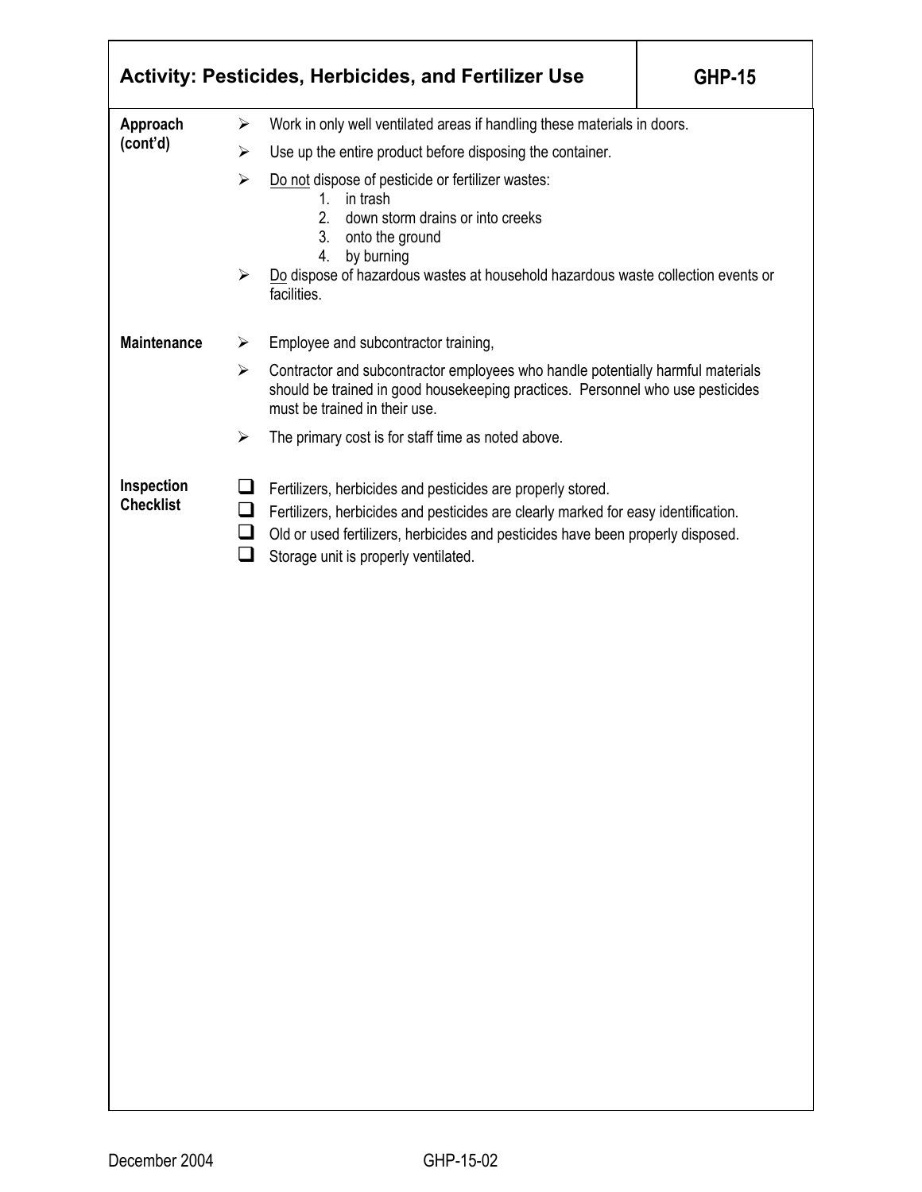## Activity: Pesticides, Herbicides, and Fertilizer Use — GHP-15

**Approach (cont'd)**

- Work in only well ventilated areas if handling these materials in doors.
- Use up the entire product before disposing the container.
- Do not dispose of pesticide or fertilizer wastes:
  1. in trash
  2. down storm drains or into creeks
  3. onto the ground
  4. by burning
- Do dispose of hazardous wastes at household hazardous waste collection events or facilities.

**Maintenance**

- Employee and subcontractor training,
- Contractor and subcontractor employees who handle potentially harmful materials should be trained in good housekeeping practices. Personnel who use pesticides must be trained in their use.
- The primary cost is for staff time as noted above.

**Inspection Checklist**

- [ ] Fertilizers, herbicides and pesticides are properly stored.
- [ ] Fertilizers, herbicides and pesticides are clearly marked for easy identification.
- [ ] Old or used fertilizers, herbicides and pesticides have been properly disposed.
- [ ] Storage unit is properly ventilated.